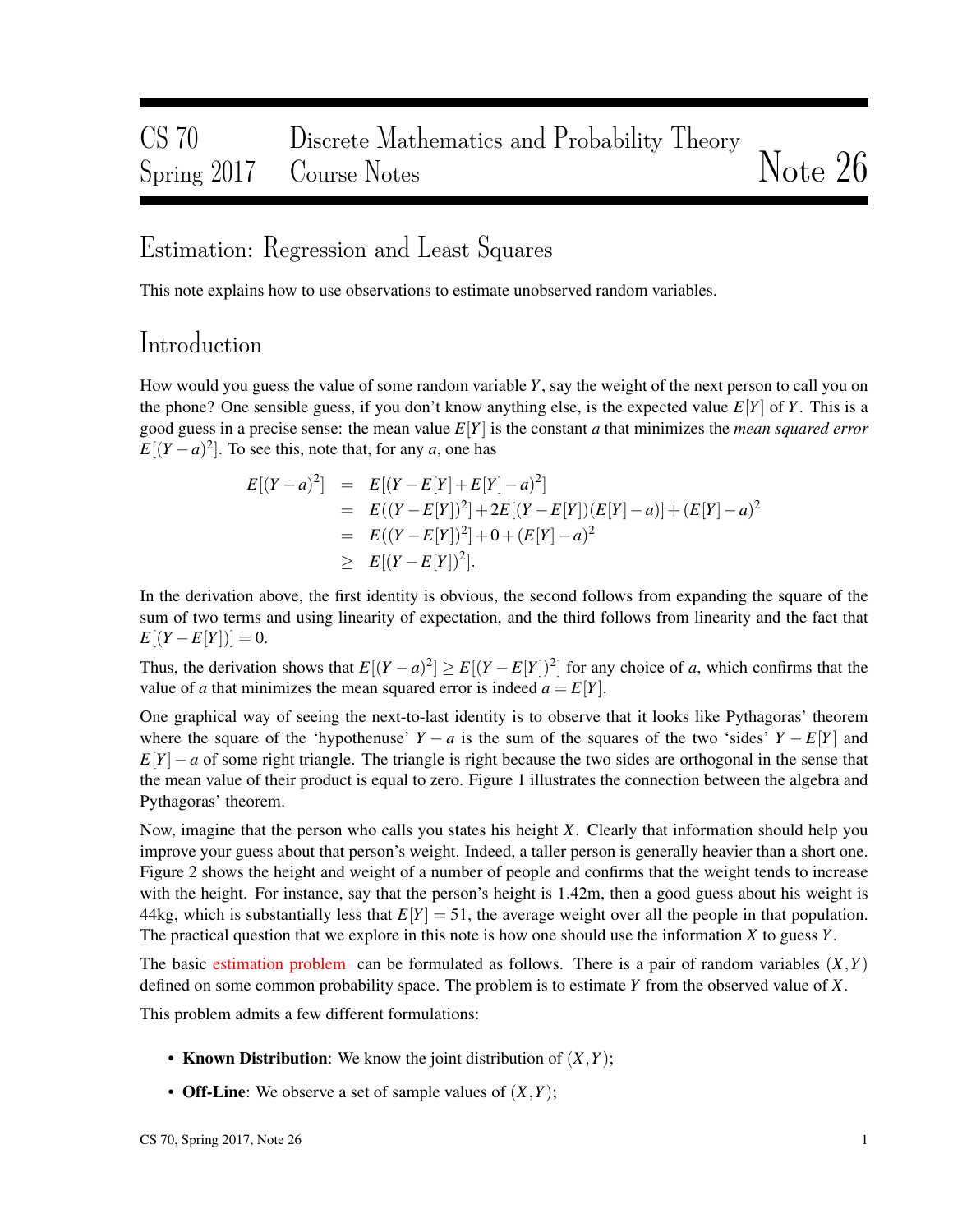# CS 70 Discrete Mathematics and Probability Theory
# Spring 2017 Course Notes — Note 26

## Estimation: Regression and Least Squares

This note explains how to use observations to estimate unobserved random variables.

## Introduction

How would you guess the value of some random variable $Y$, say the weight of the next person to call you on the phone? One sensible guess, if you don't know anything else, is the expected value $E[Y]$ of $Y$. This is a good guess in a precise sense: the mean value $E[Y]$ is the constant $a$ that minimizes the *mean squared error* $E[(Y-a)^2]$. To see this, note that, for any $a$, one has

$$
\begin{aligned}
E[(Y-a)^2] &= E[(Y-E[Y]+E[Y]-a)^2] \\
&= E((Y-E[Y])^2]+2E[(Y-E[Y])(E[Y]-a)]+(E[Y]-a)^2 \\
&= E((Y-E[Y])^2]+0+(E[Y]-a)^2 \\
&\geq E[(Y-E[Y])^2].
\end{aligned}
$$

In the derivation above, the first identity is obvious, the second follows from expanding the square of the sum of two terms and using linearity of expectation, and the third follows from linearity and the fact that $E[(Y-E[Y])]=0$.

Thus, the derivation shows that $E[(Y-a)^2] \geq E[(Y-E[Y])^2]$ for any choice of $a$, which confirms that the value of $a$ that minimizes the mean squared error is indeed $a=E[Y]$.

One graphical way of seeing the next-to-last identity is to observe that it looks like Pythagoras' theorem where the square of the 'hypothenuse' $Y-a$ is the sum of the squares of the two 'sides' $Y-E[Y]$ and $E[Y]-a$ of some right triangle. The triangle is right because the two sides are orthogonal in the sense that the mean value of their product is equal to zero. Figure 1 illustrates the connection between the algebra and Pythagoras' theorem.

Now, imagine that the person who calls you states his height $X$. Clearly that information should help you improve your guess about that person's weight. Indeed, a taller person is generally heavier than a short one. Figure 2 shows the height and weight of a number of people and confirms that the weight tends to increase with the height. For instance, say that the person's height is 1.42m, then a good guess about his weight is 44kg, which is substantially less that $E[Y]=51$, the average weight over all the people in that population. The practical question that we explore in this note is how one should use the information $X$ to guess $Y$.

The basic estimation problem can be formulated as follows. There is a pair of random variables $(X,Y)$ defined on some common probability space. The problem is to estimate $Y$ from the observed value of $X$.

This problem admits a few different formulations:

- **Known Distribution**: We know the joint distribution of $(X,Y)$;
- **Off-Line**: We observe a set of sample values of $(X,Y)$;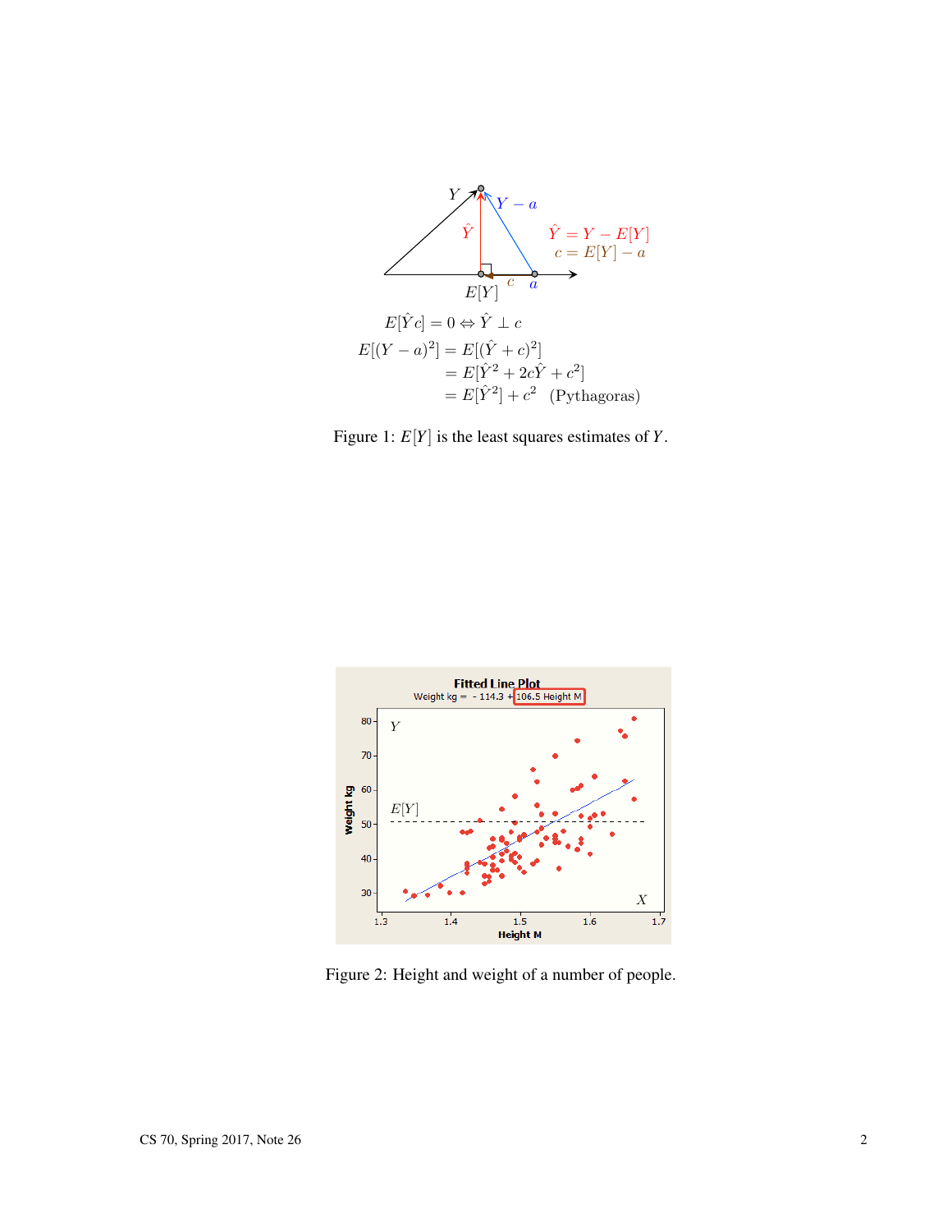$$E[\hat{Y}c] = 0 \Leftrightarrow \hat{Y} \perp c$$

$$\begin{aligned}
E[(Y-a)^2] &= E[(\hat{Y}+c)^2] \\
&= E[\hat{Y}^2 + 2c\hat{Y} + c^2] \\
&= E[\hat{Y}^2] + c^2 \quad \text{(Pythagoras)}
\end{aligned}$$

Figure 1: $E[Y]$ is the least squares estimates of $Y$.

Figure 2: Height and weight of a number of people.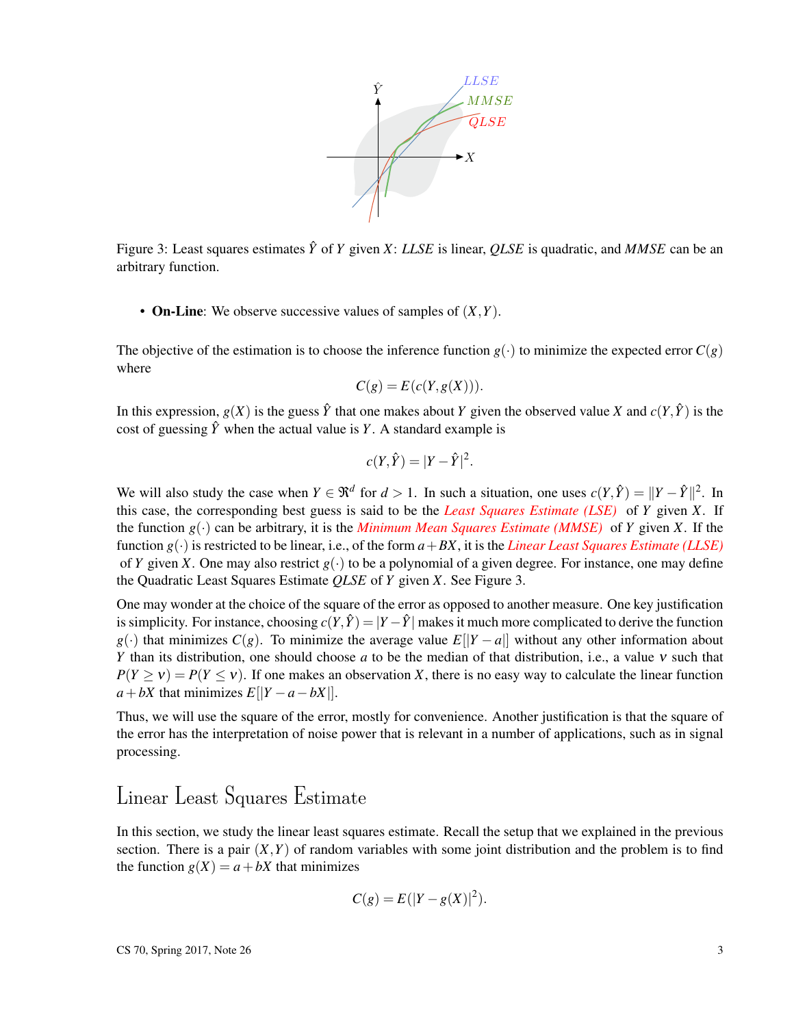Figure 3: Least squares estimates $\hat{Y}$ of $Y$ given $X$: *LLSE* is linear, *QLSE* is quadratic, and *MMSE* can be an arbitrary function.

- **On-Line**: We observe successive values of samples of $(X,Y)$.

The objective of the estimation is to choose the inference function $g(\cdot)$ to minimize the expected error $C(g)$ where

$$C(g) = E(c(Y, g(X))).$$

In this expression, $g(X)$ is the guess $\hat{Y}$ that one makes about $Y$ given the observed value $X$ and $c(Y,\hat{Y})$ is the cost of guessing $\hat{Y}$ when the actual value is $Y$. A standard example is

$$c(Y,\hat{Y}) = |Y - \hat{Y}|^2.$$

We will also study the case when $Y \in \Re^d$ for $d > 1$. In such a situation, one uses $c(Y,\hat{Y}) = ||Y - \hat{Y}||^2$. In this case, the corresponding best guess is said to be the *Least Squares Estimate (LSE)* of $Y$ given $X$. If the function $g(\cdot)$ can be arbitrary, it is the *Minimum Mean Squares Estimate (MMSE)* of $Y$ given $X$. If the function $g(\cdot)$ is restricted to be linear, i.e., of the form $a + BX$, it is the *Linear Least Squares Estimate (LLSE)* of $Y$ given $X$. One may also restrict $g(\cdot)$ to be a polynomial of a given degree. For instance, one may define the Quadratic Least Squares Estimate *QLSE* of $Y$ given $X$. See Figure 3.

One may wonder at the choice of the square of the error as opposed to another measure. One key justification is simplicity. For instance, choosing $c(Y,\hat{Y}) = |Y - \hat{Y}|$ makes it much more complicated to derive the function $g(\cdot)$ that minimizes $C(g)$. To minimize the average value $E[|Y - a|]$ without any other information about $Y$ than its distribution, one should choose $a$ to be the median of that distribution, i.e., a value $v$ such that $P(Y \geq v) = P(Y \leq v)$. If one makes an observation $X$, there is no easy way to calculate the linear function $a + bX$ that minimizes $E[|Y - a - bX|]$.

Thus, we will use the square of the error, mostly for convenience. Another justification is that the square of the error has the interpretation of noise power that is relevant in a number of applications, such as in signal processing.

## Linear Least Squares Estimate

In this section, we study the linear least squares estimate. Recall the setup that we explained in the previous section. There is a pair $(X,Y)$ of random variables with some joint distribution and the problem is to find the function $g(X) = a + bX$ that minimizes

$$C(g) = E(|Y - g(X)|^2).$$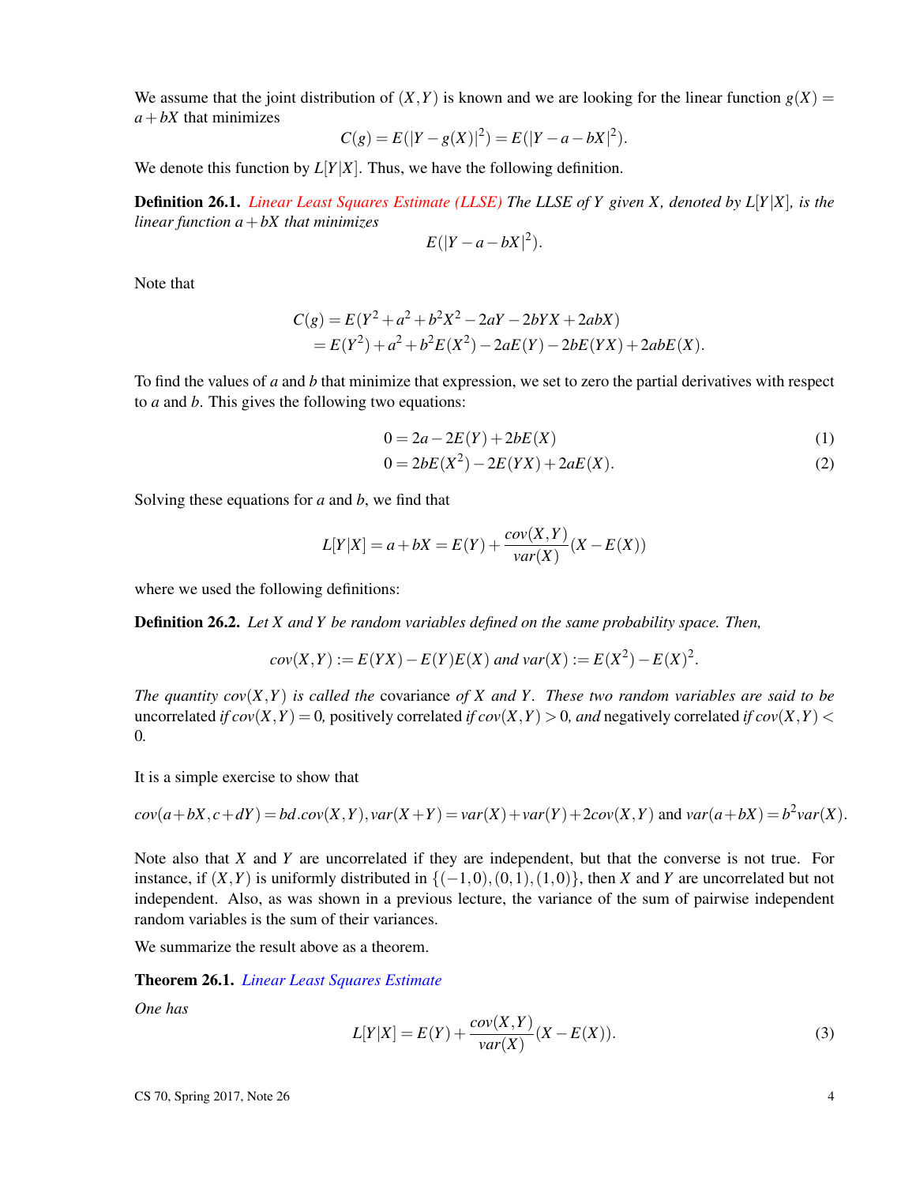We assume that the joint distribution of $(X,Y)$ is known and we are looking for the linear function $g(X) = a + bX$ that minimizes

$$C(g) = E(|Y - g(X)|^2) = E(|Y - a - bX|^2).$$

We denote this function by $L[Y|X]$. Thus, we have the following definition.

**Definition 26.1.** *Linear Least Squares Estimate (LLSE) The LLSE of $Y$ given $X$, denoted by $L[Y|X]$, is the linear function $a + bX$ that minimizes*

$$E(|Y - a - bX|^2).$$

Note that

$$\begin{aligned} C(g) &= E(Y^2 + a^2 + b^2X^2 - 2aY - 2bYX + 2abX) \\ &= E(Y^2) + a^2 + b^2E(X^2) - 2aE(Y) - 2bE(YX) + 2abE(X). \end{aligned}$$

To find the values of $a$ and $b$ that minimize that expression, we set to zero the partial derivatives with respect to $a$ and $b$. This gives the following two equations:

$$0 = 2a - 2E(Y) + 2bE(X) \tag{1}$$

$$0 = 2bE(X^2) - 2E(YX) + 2aE(X). \tag{2}$$

Solving these equations for $a$ and $b$, we find that

$$L[Y|X] = a + bX = E(Y) + \frac{cov(X,Y)}{var(X)}(X - E(X))$$

where we used the following definitions:

**Definition 26.2.** *Let $X$ and $Y$ be random variables defined on the same probability space. Then,*

$$cov(X,Y) := E(YX) - E(Y)E(X) \text{ and } var(X) := E(X^2) - E(X)^2.$$

*The quantity $cov(X,Y)$ is called the* covariance *of $X$ and $Y$. These two random variables are said to be* uncorrelated *if $cov(X,Y) = 0$,* positively correlated *if $cov(X,Y) > 0$, and* negatively correlated *if $cov(X,Y) < 0$.*

It is a simple exercise to show that

$$cov(a+bX, c+dY) = bd.cov(X,Y), var(X+Y) = var(X) + var(Y) + 2cov(X,Y) \text{ and } var(a+bX) = b^2 var(X).$$

Note also that $X$ and $Y$ are uncorrelated if they are independent, but that the converse is not true. For instance, if $(X,Y)$ is uniformly distributed in $\{(-1,0),(0,1),(1,0)\}$, then $X$ and $Y$ are uncorrelated but not independent. Also, as was shown in a previous lecture, the variance of the sum of pairwise independent random variables is the sum of their variances.

We summarize the result above as a theorem.

**Theorem 26.1.** *Linear Least Squares Estimate*

*One has*

$$L[Y|X] = E(Y) + \frac{cov(X,Y)}{var(X)}(X - E(X)). \tag{3}$$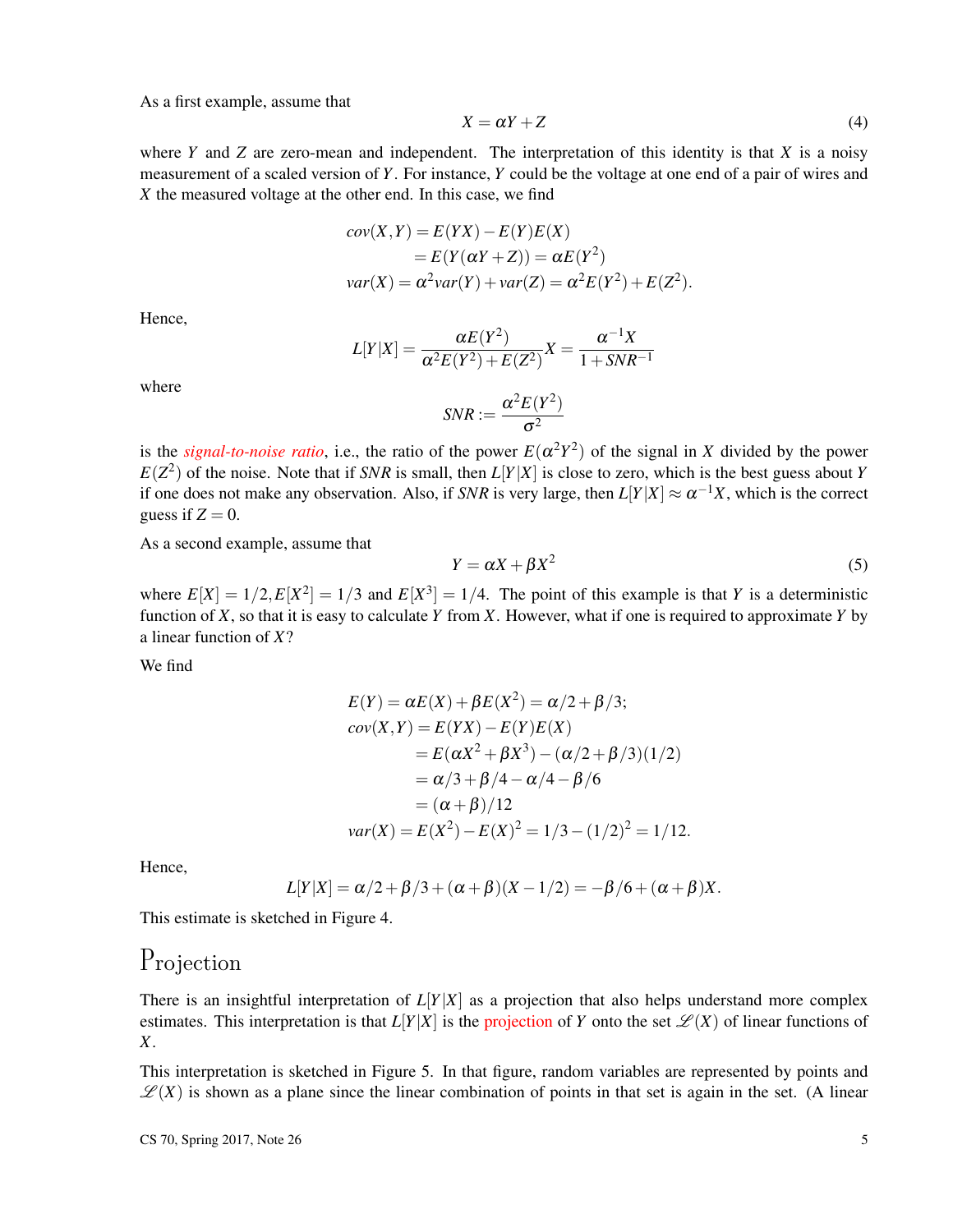As a first example, assume that

$$X = \alpha Y + Z \tag{4}$$

where $Y$ and $Z$ are zero-mean and independent. The interpretation of this identity is that $X$ is a noisy measurement of a scaled version of $Y$. For instance, $Y$ could be the voltage at one end of a pair of wires and $X$ the measured voltage at the other end. In this case, we find

$$\begin{aligned}
cov(X,Y) &= E(YX) - E(Y)E(X) \\
&= E(Y(\alpha Y + Z)) = \alpha E(Y^2) \\
var(X) &= \alpha^2 var(Y) + var(Z) = \alpha^2 E(Y^2) + E(Z^2).
\end{aligned}$$

Hence,

$$L[Y|X] = \frac{\alpha E(Y^2)}{\alpha^2 E(Y^2) + E(Z^2)} X = \frac{\alpha^{-1} X}{1 + SNR^{-1}}$$

where

$$SNR := \frac{\alpha^2 E(Y^2)}{\sigma^2}$$

is the *signal-to-noise ratio*, i.e., the ratio of the power $E(\alpha^2 Y^2)$ of the signal in $X$ divided by the power $E(Z^2)$ of the noise. Note that if $SNR$ is small, then $L[Y|X]$ is close to zero, which is the best guess about $Y$ if one does not make any observation. Also, if $SNR$ is very large, then $L[Y|X] \approx \alpha^{-1} X$, which is the correct guess if $Z = 0$.

As a second example, assume that

$$Y = \alpha X + \beta X^2 \tag{5}$$

where $E[X] = 1/2, E[X^2] = 1/3$ and $E[X^3] = 1/4$. The point of this example is that $Y$ is a deterministic function of $X$, so that it is easy to calculate $Y$ from $X$. However, what if one is required to approximate $Y$ by a linear function of $X$?

We find

$$\begin{aligned}
E(Y) &= \alpha E(X) + \beta E(X^2) = \alpha/2 + \beta/3; \\
cov(X,Y) &= E(YX) - E(Y)E(X) \\
&= E(\alpha X^2 + \beta X^3) - (\alpha/2 + \beta/3)(1/2) \\
&= \alpha/3 + \beta/4 - \alpha/4 - \beta/6 \\
&= (\alpha + \beta)/12 \\
var(X) &= E(X^2) - E(X)^2 = 1/3 - (1/2)^2 = 1/12.
\end{aligned}$$

Hence,

$$L[Y|X] = \alpha/2 + \beta/3 + (\alpha + \beta)(X - 1/2) = -\beta/6 + (\alpha + \beta)X.$$

This estimate is sketched in Figure 4.

## Projection

There is an insightful interpretation of $L[Y|X]$ as a projection that also helps understand more complex estimates. This interpretation is that $L[Y|X]$ is the projection of $Y$ onto the set $\mathscr{L}(X)$ of linear functions of $X$.

This interpretation is sketched in Figure 5. In that figure, random variables are represented by points and $\mathscr{L}(X)$ is shown as a plane since the linear combination of points in that set is again in the set. (A linear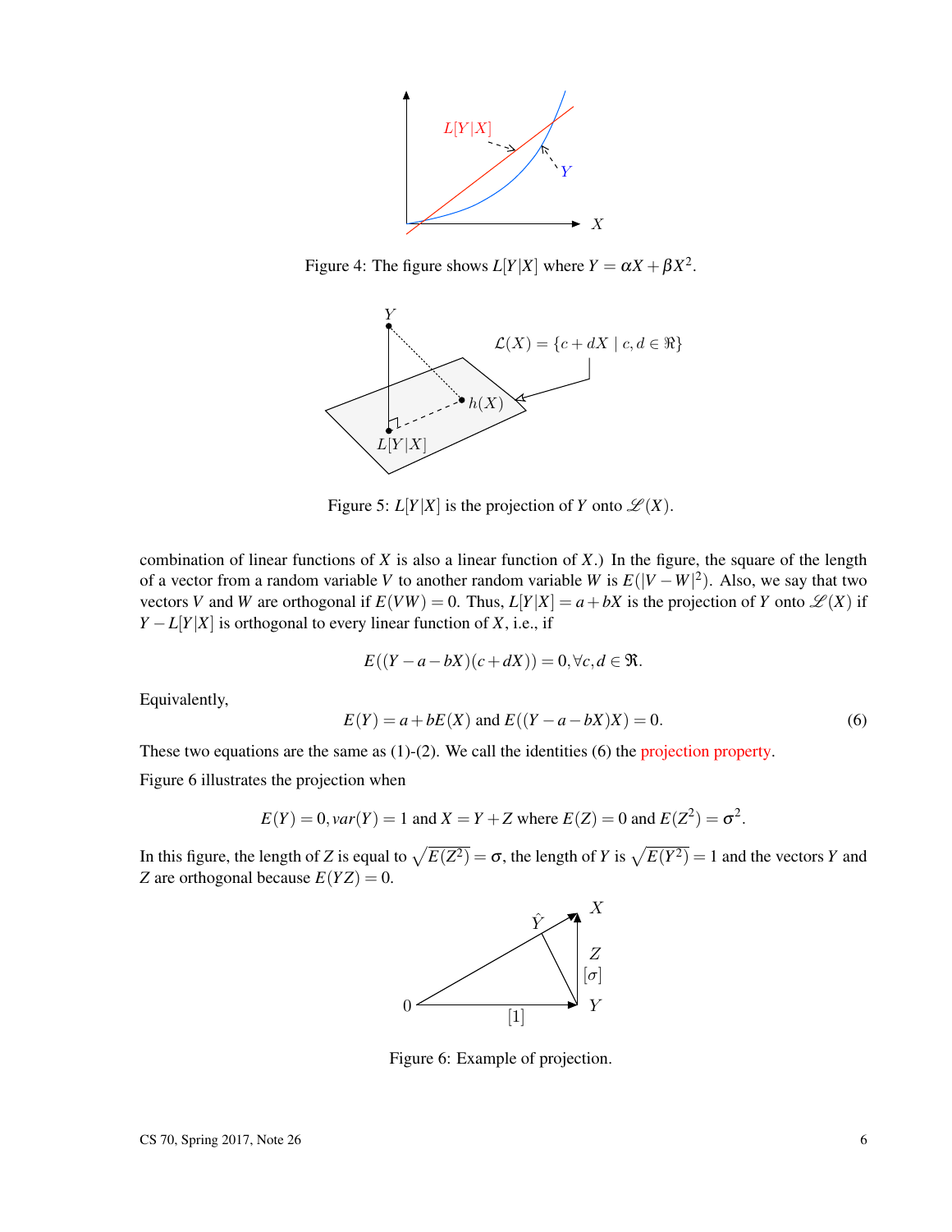Figure 4: The figure shows $L[Y|X]$ where $Y = \alpha X + \beta X^2$.

Figure 5: $L[Y|X]$ is the projection of $Y$ onto $\mathscr{L}(X)$.

combination of linear functions of $X$ is also a linear function of $X$.) In the figure, the square of the length of a vector from a random variable $V$ to another random variable $W$ is $E(|V-W|^2)$. Also, we say that two vectors $V$ and $W$ are orthogonal if $E(VW) = 0$. Thus, $L[Y|X] = a + bX$ is the projection of $Y$ onto $\mathscr{L}(X)$ if $Y - L[Y|X]$ is orthogonal to every linear function of $X$, i.e., if

$$E((Y - a - bX)(c + dX)) = 0, \forall c, d \in \Re.$$

Equivalently,

$$E(Y) = a + bE(X) \text{ and } E((Y - a - bX)X) = 0. \tag{6}$$

These two equations are the same as (1)-(2). We call the identities (6) the projection property.

Figure 6 illustrates the projection when

$$E(Y) = 0, var(Y) = 1 \text{ and } X = Y + Z \text{ where } E(Z) = 0 \text{ and } E(Z^2) = \sigma^2.$$

In this figure, the length of $Z$ is equal to $\sqrt{E(Z^2)} = \sigma$, the length of $Y$ is $\sqrt{E(Y^2)} = 1$ and the vectors $Y$ and $Z$ are orthogonal because $E(YZ) = 0$.

Figure 6: Example of projection.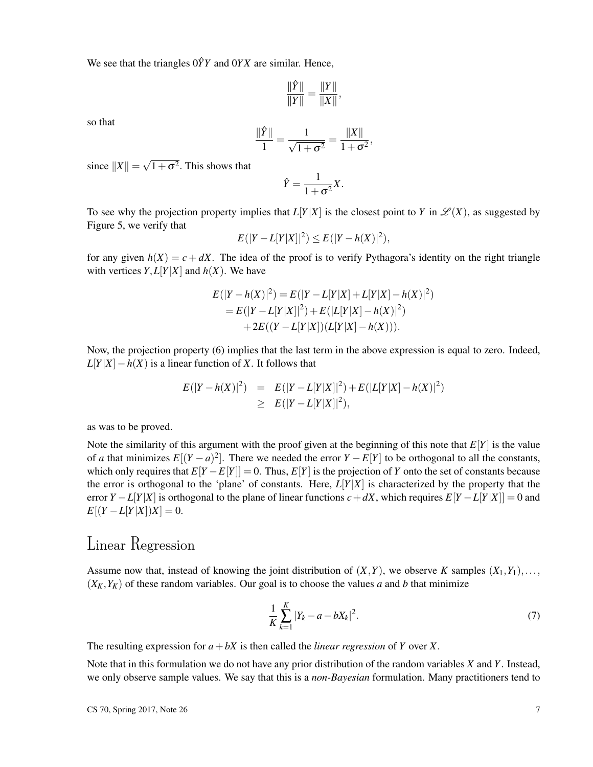We see that the triangles $0\hat{Y}Y$ and $0YX$ are similar. Hence,

$$\frac{\|\hat{Y}\|}{\|Y\|} = \frac{\|Y\|}{\|X\|},$$

so that

$$\frac{\|\hat{Y}\|}{1} = \frac{1}{\sqrt{1+\sigma^2}} = \frac{\|X\|}{1+\sigma^2},$$

since $\|X\| = \sqrt{1+\sigma^2}$. This shows that

$$\hat{Y} = \frac{1}{1+\sigma^2}X.$$

To see why the projection property implies that $L[Y|X]$ is the closest point to $Y$ in $\mathscr{L}(X)$, as suggested by Figure 5, we verify that

$$E(|Y - L[Y|X]|^2) \leq E(|Y - h(X)|^2),$$

for any given $h(X) = c + dX$. The idea of the proof is to verify Pythagora's identity on the right triangle with vertices $Y, L[Y|X]$ and $h(X)$. We have

$$\begin{aligned}
E(|Y - h(X)|^2) &= E(|Y - L[Y|X] + L[Y|X] - h(X)|^2) \\
&= E(|Y - L[Y|X]|^2) + E(|L[Y|X] - h(X)|^2) \\
&\quad + 2E((Y - L[Y|X])(L[Y|X] - h(X))).
\end{aligned}$$

Now, the projection property (6) implies that the last term in the above expression is equal to zero. Indeed, $L[Y|X] - h(X)$ is a linear function of $X$. It follows that

$$\begin{aligned}
E(|Y - h(X)|^2) &= E(|Y - L[Y|X]|^2) + E(|L[Y|X] - h(X)|^2) \\
&\geq E(|Y - L[Y|X]|^2),
\end{aligned}$$

as was to be proved.

Note the similarity of this argument with the proof given at the beginning of this note that $E[Y]$ is the value of $a$ that minimizes $E[(Y-a)^2]$. There we needed the error $Y - E[Y]$ to be orthogonal to all the constants, which only requires that $E[Y - E[Y]] = 0$. Thus, $E[Y]$ is the projection of $Y$ onto the set of constants because the error is orthogonal to the 'plane' of constants. Here, $L[Y|X]$ is characterized by the property that the error $Y - L[Y|X]$ is orthogonal to the plane of linear functions $c + dX$, which requires $E[Y - L[Y|X]] = 0$ and $E[(Y - L[Y|X])X] = 0$.

# Linear Regression

Assume now that, instead of knowing the joint distribution of $(X,Y)$, we observe $K$ samples $(X_1, Y_1), \ldots,$ $(X_K, Y_K)$ of these random variables. Our goal is to choose the values $a$ and $b$ that minimize

$$\frac{1}{K}\sum_{k=1}^{K} |Y_k - a - bX_k|^2. \tag{7}$$

The resulting expression for $a + bX$ is then called the *linear regression* of $Y$ over $X$.

Note that in this formulation we do not have any prior distribution of the random variables $X$ and $Y$. Instead, we only observe sample values. We say that this is a *non-Bayesian* formulation. Many practitioners tend to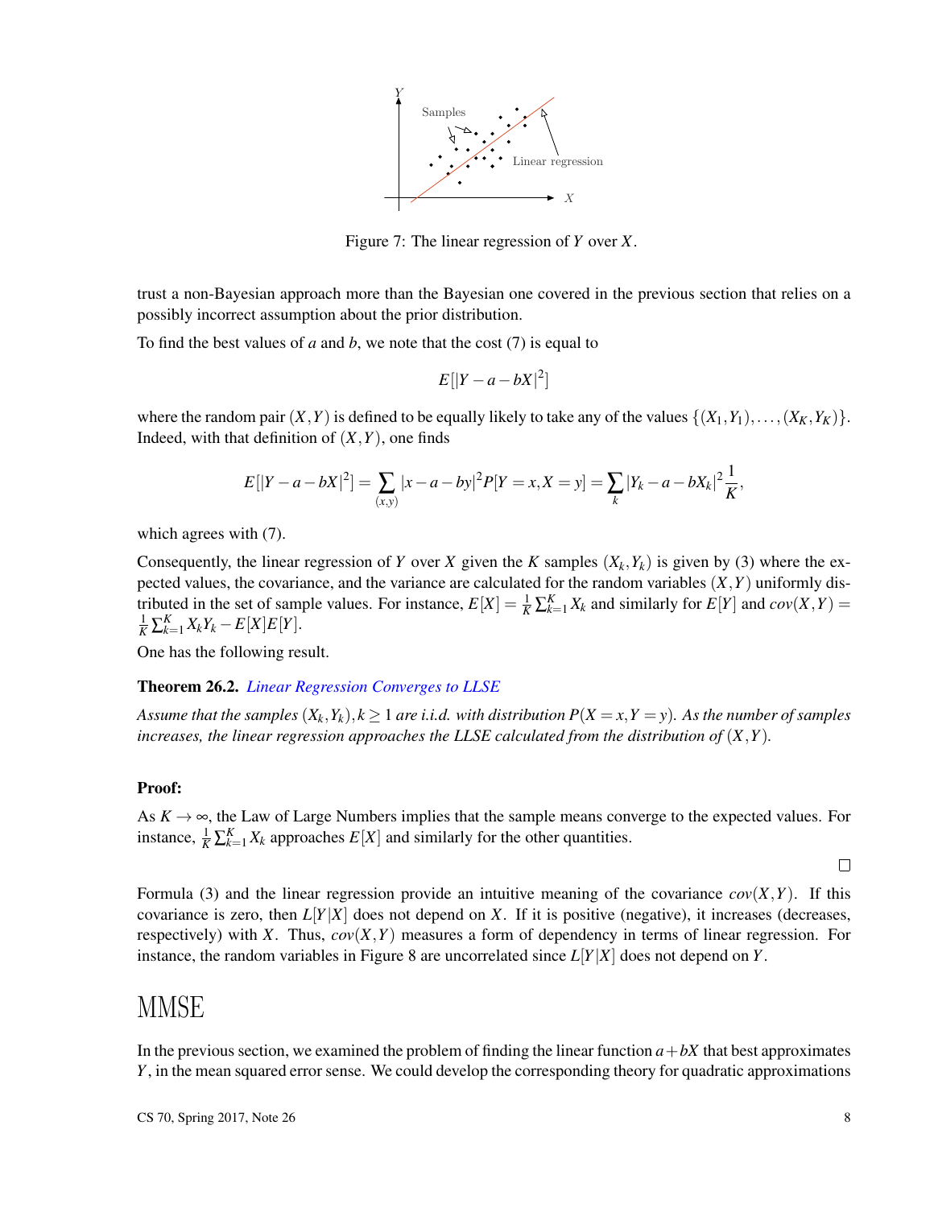Figure 7: The linear regression of $Y$ over $X$.

trust a non-Bayesian approach more than the Bayesian one covered in the previous section that relies on a possibly incorrect assumption about the prior distribution.

To find the best values of $a$ and $b$, we note that the cost (7) is equal to

$$E[|Y - a - bX|^2]$$

where the random pair $(X,Y)$ is defined to be equally likely to take any of the values $\{(X_1,Y_1),\ldots,(X_K,Y_K)\}$. Indeed, with that definition of $(X,Y)$, one finds

$$E[|Y-a-bX|^2] = \sum_{(x,y)} |x-a-by|^2 P[Y=x, X=y] = \sum_k |Y_k - a - bX_k|^2 \frac{1}{K},$$

which agrees with (7).

Consequently, the linear regression of $Y$ over $X$ given the $K$ samples $(X_k,Y_k)$ is given by (3) where the expected values, the covariance, and the variance are calculated for the random variables $(X,Y)$ uniformly distributed in the set of sample values. For instance, $E[X] = \frac{1}{K}\sum_{k=1}^{K} X_k$ and similarly for $E[Y]$ and $cov(X,Y) = \frac{1}{K}\sum_{k=1}^{K} X_k Y_k - E[X]E[Y]$.

One has the following result.

**Theorem 26.2.** *Linear Regression Converges to LLSE*

*Assume that the samples $(X_k,Y_k), k \geq 1$ are i.i.d. with distribution $P(X=x, Y=y)$. As the number of samples increases, the linear regression approaches the LLSE calculated from the distribution of $(X,Y)$.*

**Proof:**

As $K \to \infty$, the Law of Large Numbers implies that the sample means converge to the expected values. For instance, $\frac{1}{K}\sum_{k=1}^{K} X_k$ approaches $E[X]$ and similarly for the other quantities.

□

Formula (3) and the linear regression provide an intuitive meaning of the covariance $cov(X,Y)$. If this covariance is zero, then $L[Y|X]$ does not depend on $X$. If it is positive (negative), it increases (decreases, respectively) with $X$. Thus, $cov(X,Y)$ measures a form of dependency in terms of linear regression. For instance, the random variables in Figure 8 are uncorrelated since $L[Y|X]$ does not depend on $Y$.

# MMSE

In the previous section, we examined the problem of finding the linear function $a + bX$ that best approximates $Y$, in the mean squared error sense. We could develop the corresponding theory for quadratic approximations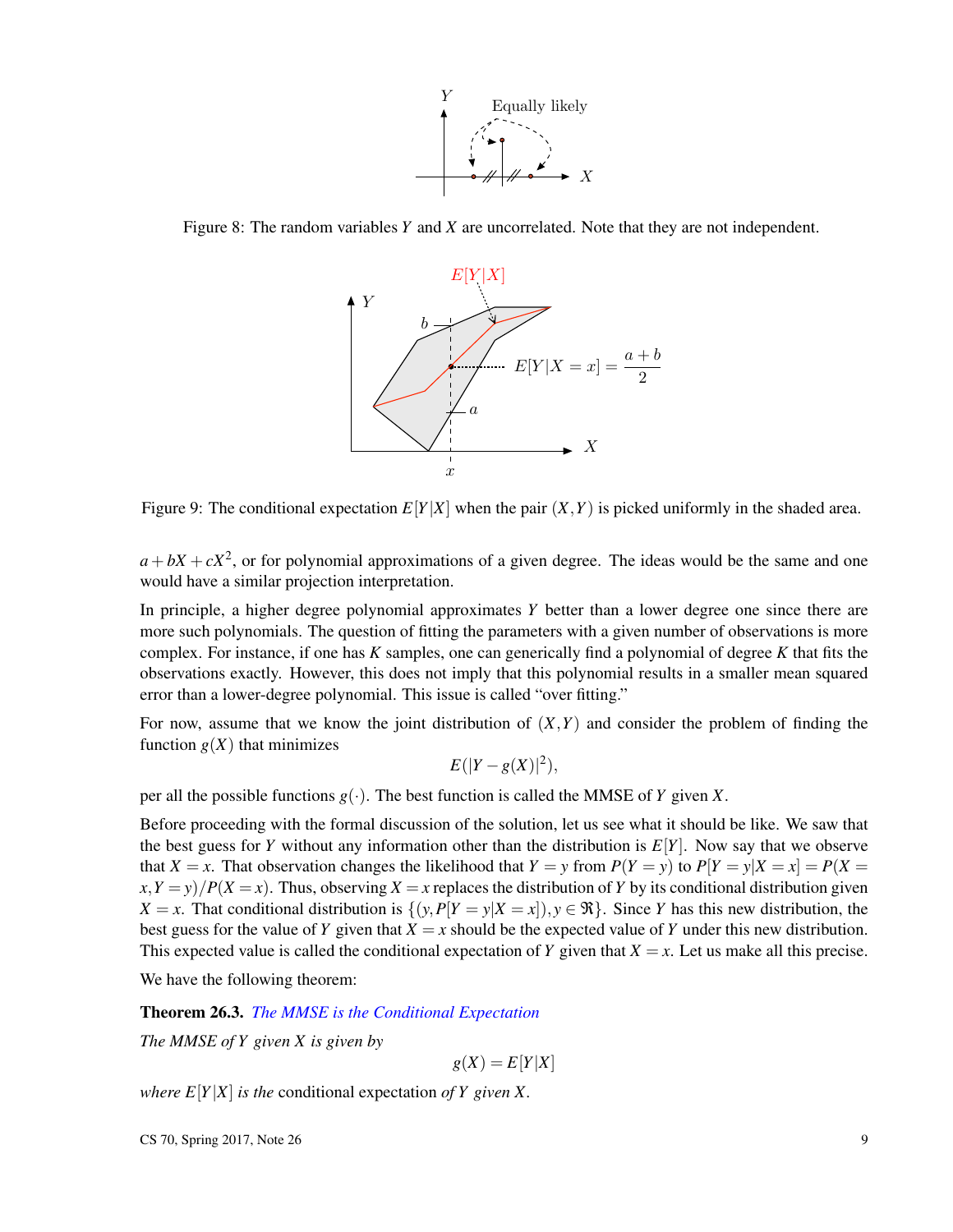Figure 8: The random variables $Y$ and $X$ are uncorrelated. Note that they are not independent.

Figure 9: The conditional expectation $E[Y|X]$ when the pair $(X,Y)$ is picked uniformly in the shaded area.

$a + bX + cX^2$, or for polynomial approximations of a given degree. The ideas would be the same and one would have a similar projection interpretation.

In principle, a higher degree polynomial approximates $Y$ better than a lower degree one since there are more such polynomials. The question of fitting the parameters with a given number of observations is more complex. For instance, if one has $K$ samples, one can generically find a polynomial of degree $K$ that fits the observations exactly. However, this does not imply that this polynomial results in a smaller mean squared error than a lower-degree polynomial. This issue is called "over fitting."

For now, assume that we know the joint distribution of $(X,Y)$ and consider the problem of finding the function $g(X)$ that minimizes

$$E(|Y - g(X)|^2),$$

per all the possible functions $g(\cdot)$. The best function is called the MMSE of $Y$ given $X$.

Before proceeding with the formal discussion of the solution, let us see what it should be like. We saw that the best guess for $Y$ without any information other than the distribution is $E[Y]$. Now say that we observe that $X = x$. That observation changes the likelihood that $Y = y$ from $P(Y = y)$ to $P[Y = y|X = x] = P(X = x, Y = y)/P(X = x)$. Thus, observing $X = x$ replaces the distribution of $Y$ by its conditional distribution given $X = x$. That conditional distribution is $\{(y, P[Y = y|X = x]), y \in \Re\}$. Since $Y$ has this new distribution, the best guess for the value of $Y$ given that $X = x$ should be the expected value of $Y$ under this new distribution. This expected value is called the conditional expectation of $Y$ given that $X = x$. Let us make all this precise.

We have the following theorem:

**Theorem 26.3.** *The MMSE is the Conditional Expectation*

*The MMSE of $Y$ given $X$ is given by*

$$g(X) = E[Y|X]$$

*where $E[Y|X]$ is the* conditional expectation *of $Y$ given $X$.*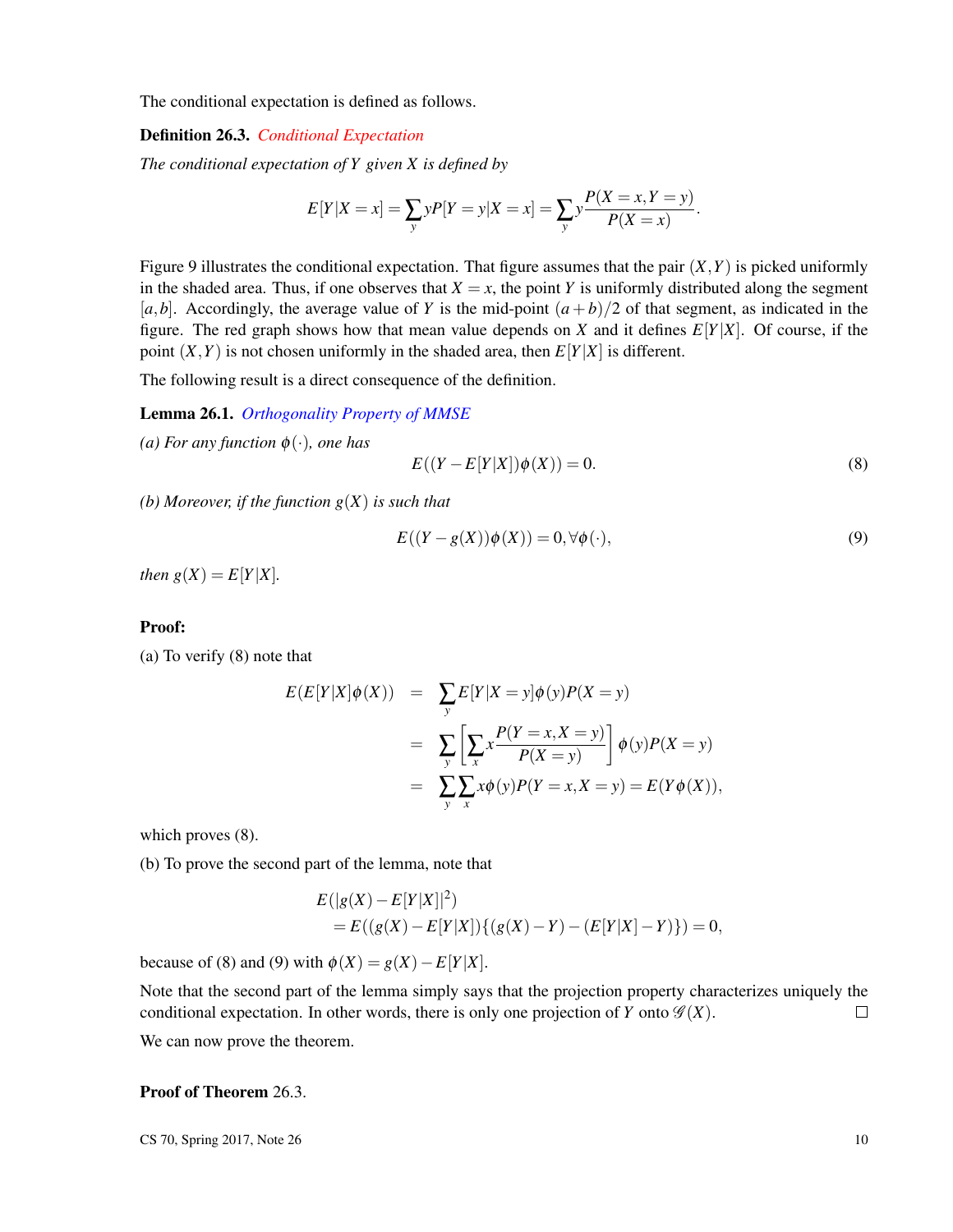The conditional expectation is defined as follows.

**Definition 26.3.** *Conditional Expectation*

*The conditional expectation of $Y$ given $X$ is defined by*

$$E[Y|X=x] = \sum_y yP[Y=y|X=x] = \sum_y y\frac{P(X=x,Y=y)}{P(X=x)}.$$

Figure 9 illustrates the conditional expectation. That figure assumes that the pair $(X,Y)$ is picked uniformly in the shaded area. Thus, if one observes that $X=x$, the point $Y$ is uniformly distributed along the segment $[a,b]$. Accordingly, the average value of $Y$ is the mid-point $(a+b)/2$ of that segment, as indicated in the figure. The red graph shows how that mean value depends on $X$ and it defines $E[Y|X]$. Of course, if the point $(X,Y)$ is not chosen uniformly in the shaded area, then $E[Y|X]$ is different.

The following result is a direct consequence of the definition.

**Lemma 26.1.** *Orthogonality Property of MMSE*

*(a) For any function $\phi(\cdot)$, one has*

$$E((Y-E[Y|X])\phi(X)) = 0. \tag{8}$$

*(b) Moreover, if the function $g(X)$ is such that*

$$E((Y-g(X))\phi(X)) = 0, \forall\phi(\cdot), \tag{9}$$

*then $g(X) = E[Y|X]$.*

**Proof:**

(a) To verify (8) note that

$$\begin{aligned}
E(E[Y|X]\phi(X)) &= \sum_y E[Y|X=y]\phi(y)P(X=y) \\
&= \sum_y \left[\sum_x x\frac{P(Y=x,X=y)}{P(X=y)}\right]\phi(y)P(X=y) \\
&= \sum_y \sum_x x\phi(y)P(Y=x,X=y) = E(Y\phi(X)),
\end{aligned}$$

which proves (8).

(b) To prove the second part of the lemma, note that

$$\begin{aligned}
&E(|g(X)-E[Y|X]|^2) \\
&= E((g(X)-E[Y|X])\{(g(X)-Y)-(E[Y|X]-Y)\}) = 0,
\end{aligned}$$

because of (8) and (9) with $\phi(X) = g(X)-E[Y|X]$.

Note that the second part of the lemma simply says that the projection property characterizes uniquely the conditional expectation. In other words, there is only one projection of $Y$ onto $\mathscr{G}(X)$. $\square$

We can now prove the theorem.

**Proof of Theorem** 26.3.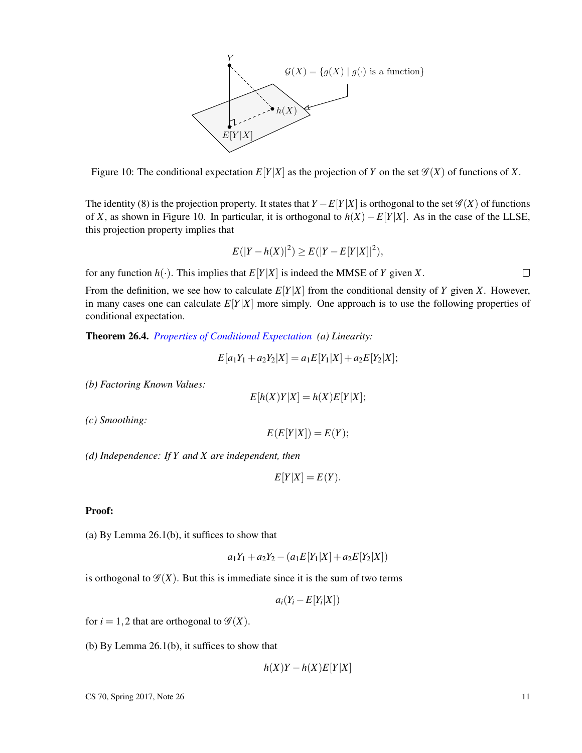Figure 10: The conditional expectation $E[Y|X]$ as the projection of $Y$ on the set $\mathscr{G}(X)$ of functions of $X$.

The identity (8) is the projection property. It states that $Y - E[Y|X]$ is orthogonal to the set $\mathscr{G}(X)$ of functions of $X$, as shown in Figure 10. In particular, it is orthogonal to $h(X) - E[Y|X]$. As in the case of the LLSE, this projection property implies that

$$E(|Y - h(X)|^2) \geq E(|Y - E[Y|X]|^2),$$

for any function $h(\cdot)$. This implies that $E[Y|X]$ is indeed the MMSE of $Y$ given $X$. □

From the definition, we see how to calculate $E[Y|X]$ from the conditional density of $Y$ given $X$. However, in many cases one can calculate $E[Y|X]$ more simply. One approach is to use the following properties of conditional expectation.

**Theorem 26.4.** *Properties of Conditional Expectation (a) Linearity:*

$$E[a_1Y_1 + a_2Y_2|X] = a_1E[Y_1|X] + a_2E[Y_2|X];$$

*(b) Factoring Known Values:*

$$E[h(X)Y|X] = h(X)E[Y|X];$$

*(c) Smoothing:*

$$E(E[Y|X]) = E(Y);$$

*(d) Independence: If $Y$ and $X$ are independent, then*

$$E[Y|X] = E(Y).$$

**Proof:**

(a) By Lemma 26.1(b), it suffices to show that

$$a_1Y_1 + a_2Y_2 - (a_1E[Y_1|X] + a_2E[Y_2|X])$$

is orthogonal to $\mathscr{G}(X)$. But this is immediate since it is the sum of two terms

$$a_i(Y_i - E[Y_i|X])$$

for $i = 1, 2$ that are orthogonal to $\mathscr{G}(X)$.

(b) By Lemma 26.1(b), it suffices to show that

$$h(X)Y - h(X)E[Y|X]$$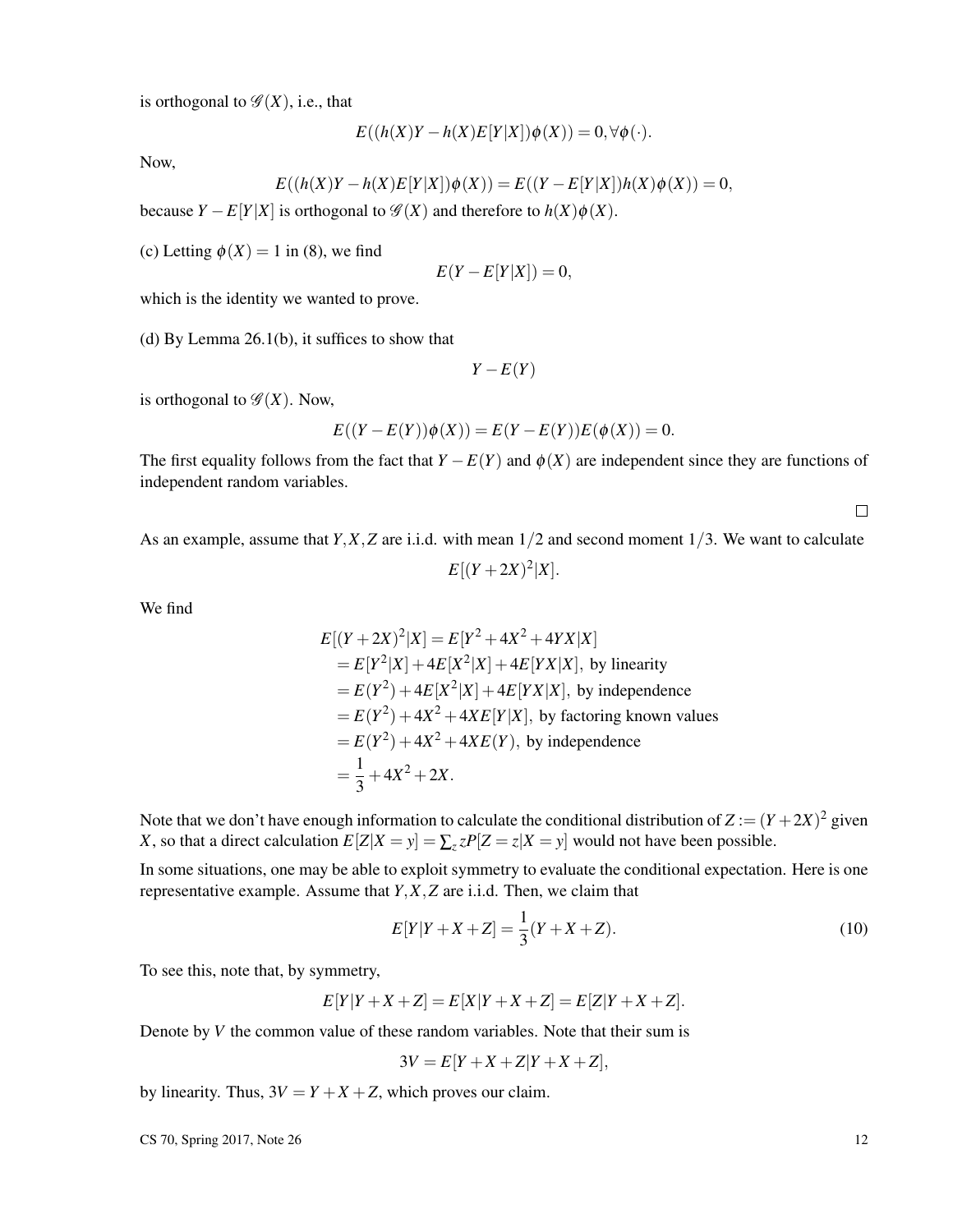is orthogonal to $\mathscr{G}(X)$, i.e., that

$$E((h(X)Y - h(X)E[Y|X])\phi(X)) = 0, \forall \phi(\cdot).$$

Now,

$$E((h(X)Y - h(X)E[Y|X])\phi(X)) = E((Y - E[Y|X])h(X)\phi(X)) = 0,$$

because $Y - E[Y|X]$ is orthogonal to $\mathscr{G}(X)$ and therefore to $h(X)\phi(X)$.

(c) Letting $\phi(X) = 1$ in (8), we find

$$E(Y - E[Y|X]) = 0,$$

which is the identity we wanted to prove.

(d) By Lemma 26.1(b), it suffices to show that

$$Y - E(Y)$$

is orthogonal to $\mathscr{G}(X)$. Now,

$$E((Y - E(Y))\phi(X)) = E(Y - E(Y))E(\phi(X)) = 0.$$

The first equality follows from the fact that $Y - E(Y)$ and $\phi(X)$ are independent since they are functions of independent random variables.

□

As an example, assume that $Y, X, Z$ are i.i.d. with mean $1/2$ and second moment $1/3$. We want to calculate

$$E[(Y + 2X)^2 | X].$$

We find

$$\begin{aligned}
E[(Y + 2X)^2|X] &= E[Y^2 + 4X^2 + 4YX|X] \\
&= E[Y^2|X] + 4E[X^2|X] + 4E[YX|X], \text{ by linearity} \\
&= E(Y^2) + 4E[X^2|X] + 4E[YX|X], \text{ by independence} \\
&= E(Y^2) + 4X^2 + 4XE[Y|X], \text{ by factoring known values} \\
&= E(Y^2) + 4X^2 + 4XE(Y), \text{ by independence} \\
&= \frac{1}{3} + 4X^2 + 2X.
\end{aligned}$$

Note that we don't have enough information to calculate the conditional distribution of $Z := (Y + 2X)^2$ given $X$, so that a direct calculation $E[Z|X = y] = \sum_z zP[Z = z|X = y]$ would not have been possible.

In some situations, one may be able to exploit symmetry to evaluate the conditional expectation. Here is one representative example. Assume that $Y, X, Z$ are i.i.d. Then, we claim that

$$E[Y|Y + X + Z] = \frac{1}{3}(Y + X + Z). \tag{10}$$

To see this, note that, by symmetry,

$$E[Y|Y + X + Z] = E[X|Y + X + Z] = E[Z|Y + X + Z].$$

Denote by $V$ the common value of these random variables. Note that their sum is

$$3V = E[Y + X + Z|Y + X + Z],$$

by linearity. Thus, $3V = Y + X + Z$, which proves our claim.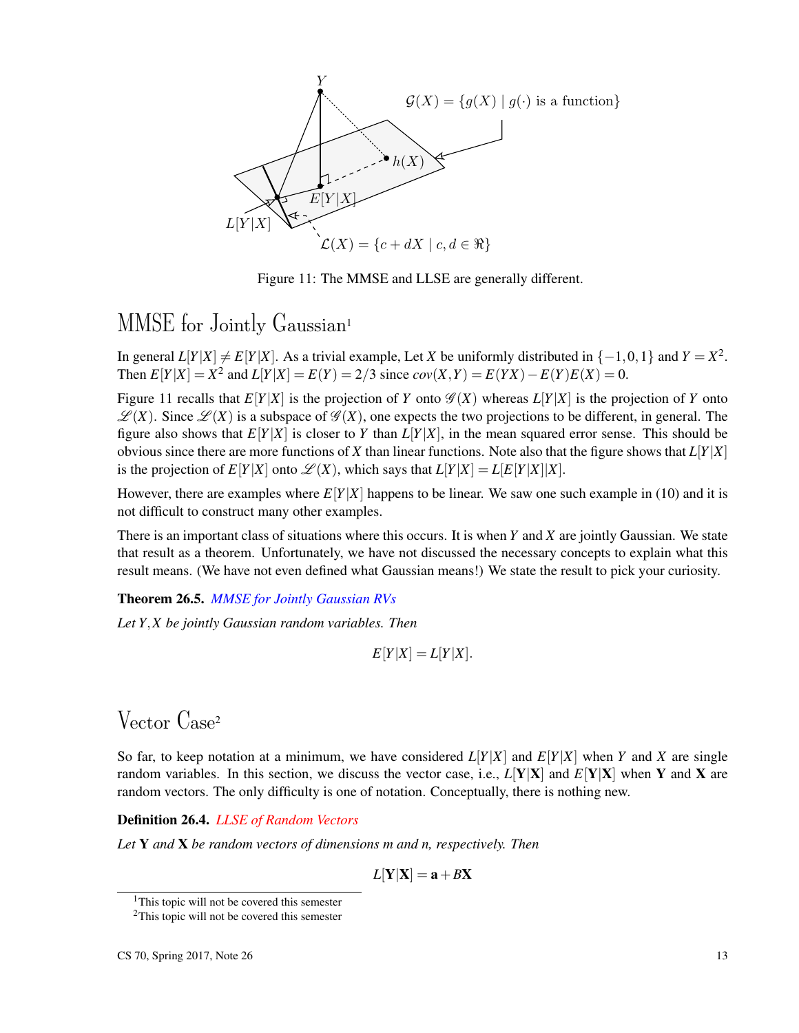Figure 11: The MMSE and LLSE are generally different.

## MMSE for Jointly Gaussian[1]

In general $L[Y|X] \neq E[Y|X]$. As a trivial example, Let $X$ be uniformly distributed in $\{-1,0,1\}$ and $Y = X^2$. Then $E[Y|X] = X^2$ and $L[Y|X] = E(Y) = 2/3$ since $cov(X,Y) = E(YX) - E(Y)E(X) = 0$.

Figure 11 recalls that $E[Y|X]$ is the projection of $Y$ onto $\mathscr{G}(X)$ whereas $L[Y|X]$ is the projection of $Y$ onto $\mathscr{L}(X)$. Since $\mathscr{L}(X)$ is a subspace of $\mathscr{G}(X)$, one expects the two projections to be different, in general. The figure also shows that $E[Y|X]$ is closer to $Y$ than $L[Y|X]$, in the mean squared error sense. This should be obvious since there are more functions of $X$ than linear functions. Note also that the figure shows that $L[Y|X]$ is the projection of $E[Y|X]$ onto $\mathscr{L}(X)$, which says that $L[Y|X] = L[E[Y|X]|X]$.

However, there are examples where $E[Y|X]$ happens to be linear. We saw one such example in (10) and it is not difficult to construct many other examples.

There is an important class of situations where this occurs. It is when $Y$ and $X$ are jointly Gaussian. We state that result as a theorem. Unfortunately, we have not discussed the necessary concepts to explain what this result means. (We have not even defined what Gaussian means!) We state the result to pick your curiosity.

**Theorem 26.5.** *MMSE for Jointly Gaussian RVs*

*Let $Y, X$ be jointly Gaussian random variables. Then*

$$E[Y|X] = L[Y|X].$$

## Vector Case[2]

So far, to keep notation at a minimum, we have considered $L[Y|X]$ and $E[Y|X]$ when $Y$ and $X$ are single random variables. In this section, we discuss the vector case, i.e., $L[\mathbf{Y}|\mathbf{X}]$ and $E[\mathbf{Y}|\mathbf{X}]$ when $\mathbf{Y}$ and $\mathbf{X}$ are random vectors. The only difficulty is one of notation. Conceptually, there is nothing new.

**Definition 26.4.** *LLSE of Random Vectors*

*Let $\mathbf{Y}$ and $\mathbf{X}$ be random vectors of dimensions $m$ and $n$, respectively. Then*

$$L[\mathbf{Y}|\mathbf{X}] = \mathbf{a} + B\mathbf{X}$$

[1] This topic will not be covered this semester

[2] This topic will not be covered this semester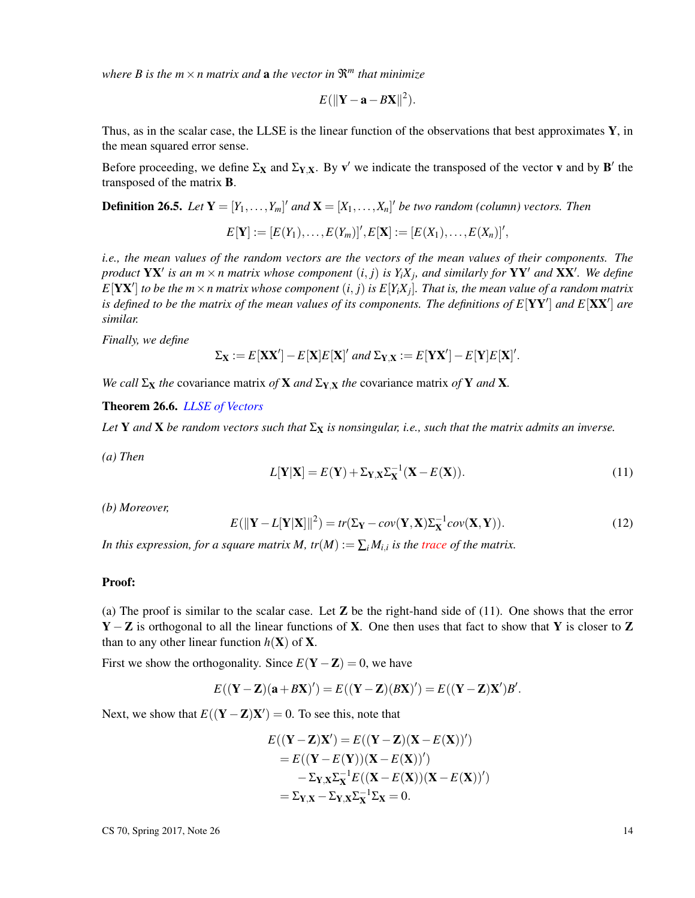*where $B$ is the $m \times n$ matrix and* $\mathbf{a}$ *the vector in* $\Re^m$ *that minimize*

$$E(\|\mathbf{Y} - \mathbf{a} - B\mathbf{X}\|^2).$$

Thus, as in the scalar case, the LLSE is the linear function of the observations that best approximates $\mathbf{Y}$, in the mean squared error sense.

Before proceeding, we define $\Sigma_{\mathbf{X}}$ and $\Sigma_{\mathbf{Y},\mathbf{X}}$. By $\mathbf{v}'$ we indicate the transposed of the vector $\mathbf{v}$ and by $\mathbf{B}'$ the transposed of the matrix $\mathbf{B}$.

**Definition 26.5.** *Let* $\mathbf{Y} = [Y_1, \ldots, Y_m]'$ *and* $\mathbf{X} = [X_1, \ldots, X_n]'$ *be two random (column) vectors. Then*

$$E[\mathbf{Y}] := [E(Y_1), \ldots, E(Y_m)]', E[\mathbf{X}] := [E(X_1), \ldots, E(X_n)]',$$

*i.e., the mean values of the random vectors are the vectors of the mean values of their components. The product* $\mathbf{Y}\mathbf{X}'$ *is an* $m \times n$ *matrix whose component* $(i, j)$ *is* $Y_i X_j$*, and similarly for* $\mathbf{Y}\mathbf{Y}'$ *and* $\mathbf{X}\mathbf{X}'$*. We define* $E[\mathbf{Y}\mathbf{X}']$ *to be the* $m \times n$ *matrix whose component* $(i, j)$ *is* $E[Y_i X_j]$*. That is, the mean value of a random matrix is defined to be the matrix of the mean values of its components. The definitions of* $E[\mathbf{Y}\mathbf{Y}']$ *and* $E[\mathbf{X}\mathbf{X}']$ *are similar.*

*Finally, we define*

$$\Sigma_{\mathbf{X}} := E[\mathbf{X}\mathbf{X}'] - E[\mathbf{X}]E[\mathbf{X}]' \text{ and } \Sigma_{\mathbf{Y},\mathbf{X}} := E[\mathbf{Y}\mathbf{X}'] - E[\mathbf{Y}]E[\mathbf{X}]'.$$

*We call* $\Sigma_{\mathbf{X}}$ *the* covariance matrix *of* $\mathbf{X}$ *and* $\Sigma_{\mathbf{Y},\mathbf{X}}$ *the* covariance matrix *of* $\mathbf{Y}$ *and* $\mathbf{X}$.

**Theorem 26.6.** *LLSE of Vectors*

*Let* $\mathbf{Y}$ *and* $\mathbf{X}$ *be random vectors such that* $\Sigma_{\mathbf{X}}$ *is nonsingular, i.e., such that the matrix admits an inverse.*

*(a) Then*

$$L[\mathbf{Y}|\mathbf{X}] = E(\mathbf{Y}) + \Sigma_{\mathbf{Y},\mathbf{X}}\Sigma_{\mathbf{X}}^{-1}(\mathbf{X} - E(\mathbf{X})). \tag{11}$$

*(b) Moreover,*

$$E(\|\mathbf{Y} - L[\mathbf{Y}|\mathbf{X}]\|^2) = tr(\Sigma_{\mathbf{Y}} - cov(\mathbf{Y}, \mathbf{X})\Sigma_{\mathbf{X}}^{-1}cov(\mathbf{X}, \mathbf{Y})). \tag{12}$$

*In this expression, for a square matrix* $M$*,* $tr(M) := \sum_i M_{i,i}$ *is the* trace *of the matrix.*

**Proof:**

(a) The proof is similar to the scalar case. Let $\mathbf{Z}$ be the right-hand side of (11). One shows that the error $\mathbf{Y} - \mathbf{Z}$ is orthogonal to all the linear functions of $\mathbf{X}$. One then uses that fact to show that $\mathbf{Y}$ is closer to $\mathbf{Z}$ than to any other linear function $h(\mathbf{X})$ of $\mathbf{X}$.

First we show the orthogonality. Since $E(\mathbf{Y} - \mathbf{Z}) = 0$, we have

$$E((\mathbf{Y} - \mathbf{Z})(\mathbf{a} + B\mathbf{X})') = E((\mathbf{Y} - \mathbf{Z})(B\mathbf{X})') = E((\mathbf{Y} - \mathbf{Z})\mathbf{X}')B'.$$

Next, we show that $E((\mathbf{Y} - \mathbf{Z})\mathbf{X}') = 0$. To see this, note that

$$\begin{aligned}
E((\mathbf{Y} - \mathbf{Z})\mathbf{X}') &= E((\mathbf{Y} - \mathbf{Z})(\mathbf{X} - E(\mathbf{X}))') \\
&= E((\mathbf{Y} - E(\mathbf{Y}))(\mathbf{X} - E(\mathbf{X}))') \\
&\quad - \Sigma_{\mathbf{Y},\mathbf{X}}\Sigma_{\mathbf{X}}^{-1}E((\mathbf{X} - E(\mathbf{X}))(\mathbf{X} - E(\mathbf{X}))') \\
&= \Sigma_{\mathbf{Y},\mathbf{X}} - \Sigma_{\mathbf{Y},\mathbf{X}}\Sigma_{\mathbf{X}}^{-1}\Sigma_{\mathbf{X}} = 0.
\end{aligned}$$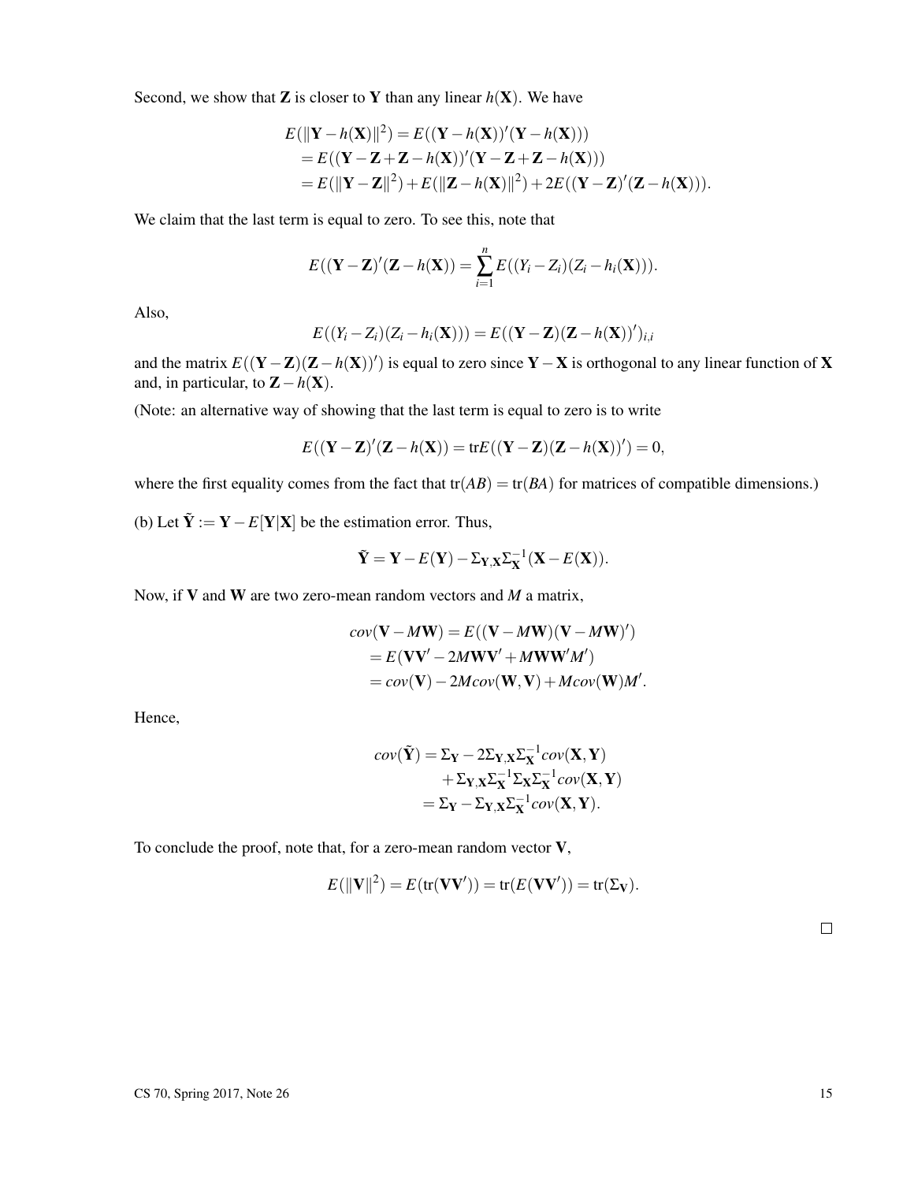Second, we show that $\mathbf{Z}$ is closer to $\mathbf{Y}$ than any linear $h(\mathbf{X})$. We have

$$
\begin{aligned}
E(\|\mathbf{Y} - h(\mathbf{X})\|^2) &= E((\mathbf{Y} - h(\mathbf{X}))'(\mathbf{Y} - h(\mathbf{X}))) \\
&= E((\mathbf{Y} - \mathbf{Z} + \mathbf{Z} - h(\mathbf{X}))'(\mathbf{Y} - \mathbf{Z} + \mathbf{Z} - h(\mathbf{X}))) \\
&= E(\|\mathbf{Y} - \mathbf{Z}\|^2) + E(\|\mathbf{Z} - h(\mathbf{X})\|^2) + 2E((\mathbf{Y} - \mathbf{Z})'(\mathbf{Z} - h(\mathbf{X}))).
\end{aligned}
$$

We claim that the last term is equal to zero. To see this, note that

$$
E((\mathbf{Y} - \mathbf{Z})'(\mathbf{Z} - h(\mathbf{X})) = \sum_{i=1}^{n} E((Y_i - Z_i)(Z_i - h_i(\mathbf{X}))).
$$

Also,

$$
E((Y_i - Z_i)(Z_i - h_i(\mathbf{X}))) = E((\mathbf{Y} - \mathbf{Z})(\mathbf{Z} - h(\mathbf{X}))')_{i,i}
$$

and the matrix $E((\mathbf{Y} - \mathbf{Z})(\mathbf{Z} - h(\mathbf{X}))')$ is equal to zero since $\mathbf{Y} - \mathbf{X}$ is orthogonal to any linear function of $\mathbf{X}$ and, in particular, to $\mathbf{Z} - h(\mathbf{X})$.

(Note: an alternative way of showing that the last term is equal to zero is to write

$$
E((\mathbf{Y} - \mathbf{Z})'(\mathbf{Z} - h(\mathbf{X})) = \text{tr}E((\mathbf{Y} - \mathbf{Z})(\mathbf{Z} - h(\mathbf{X}))') = 0,
$$

where the first equality comes from the fact that $\text{tr}(AB) = \text{tr}(BA)$ for matrices of compatible dimensions.)

(b) Let $\tilde{\mathbf{Y}} := \mathbf{Y} - E[\mathbf{Y}|\mathbf{X}]$ be the estimation error. Thus,

$$
\tilde{\mathbf{Y}} = \mathbf{Y} - E(\mathbf{Y}) - \Sigma_{\mathbf{Y},\mathbf{X}} \Sigma_{\mathbf{X}}^{-1}(\mathbf{X} - E(\mathbf{X})).
$$

Now, if $\mathbf{V}$ and $\mathbf{W}$ are two zero-mean random vectors and $M$ a matrix,

$$
\begin{aligned}
cov(\mathbf{V} - M\mathbf{W}) &= E((\mathbf{V} - M\mathbf{W})(\mathbf{V} - M\mathbf{W})') \\
&= E(\mathbf{V}\mathbf{V}' - 2M\mathbf{W}\mathbf{V}' + M\mathbf{W}\mathbf{W}'M') \\
&= cov(\mathbf{V}) - 2M cov(\mathbf{W}, \mathbf{V}) + M cov(\mathbf{W}) M'.
\end{aligned}
$$

Hence,

$$
\begin{aligned}
cov(\tilde{\mathbf{Y}}) &= \Sigma_{\mathbf{Y}} - 2\Sigma_{\mathbf{Y},\mathbf{X}} \Sigma_{\mathbf{X}}^{-1} cov(\mathbf{X}, \mathbf{Y}) \\
&\quad + \Sigma_{\mathbf{Y},\mathbf{X}} \Sigma_{\mathbf{X}}^{-1} \Sigma_{\mathbf{X}} \Sigma_{\mathbf{X}}^{-1} cov(\mathbf{X}, \mathbf{Y}) \\
&= \Sigma_{\mathbf{Y}} - \Sigma_{\mathbf{Y},\mathbf{X}} \Sigma_{\mathbf{X}}^{-1} cov(\mathbf{X}, \mathbf{Y}).
\end{aligned}
$$

To conclude the proof, note that, for a zero-mean random vector $\mathbf{V}$,

$$
E(\|\mathbf{V}\|^2) = E(\text{tr}(\mathbf{V}\mathbf{V}')) = \text{tr}(E(\mathbf{V}\mathbf{V}')) = \text{tr}(\Sigma_{\mathbf{V}}).
$$

$\square$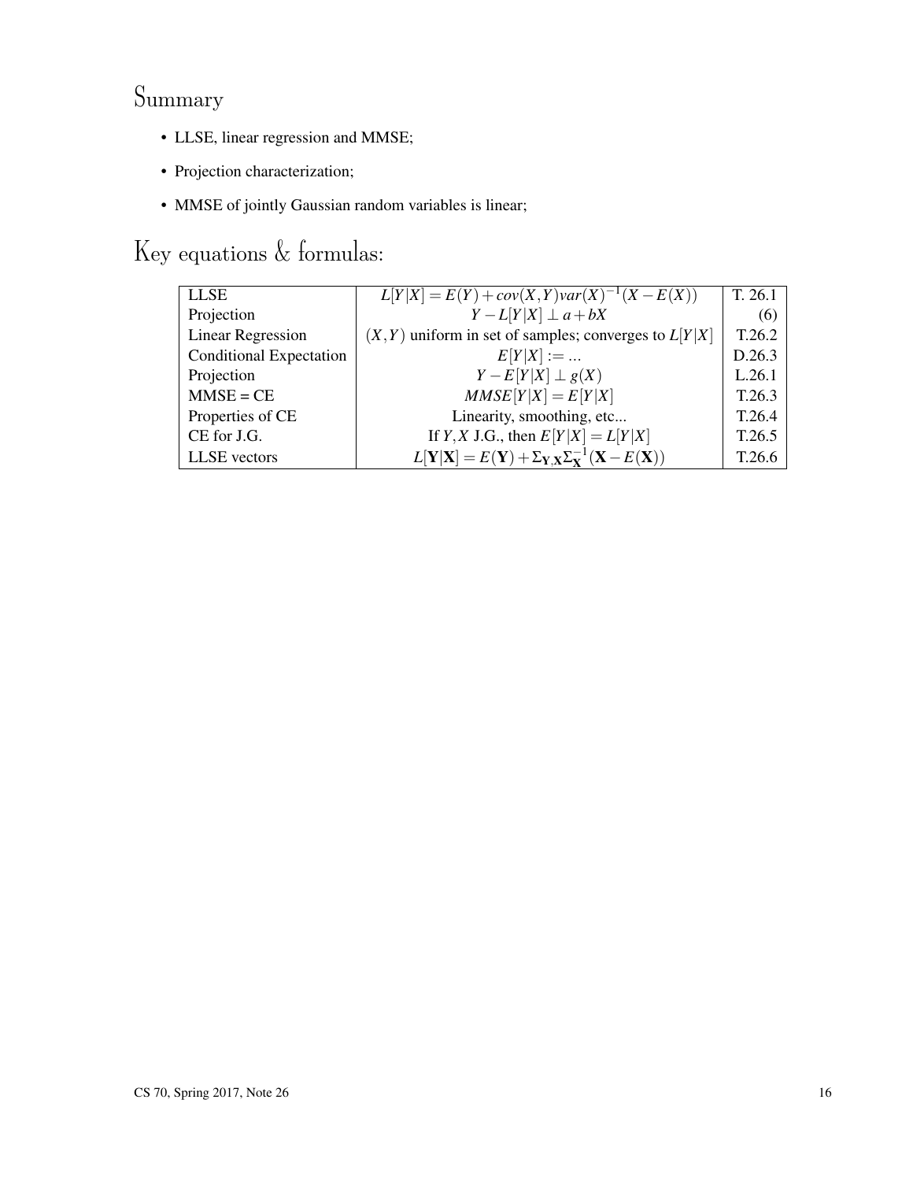## Summary

- LLSE, linear regression and MMSE;
- Projection characterization;
- MMSE of jointly Gaussian random variables is linear;

## Key equations & formulas:

| | | |
|---|---|---|
| LLSE | $L[Y\|X] = E(Y) + cov(X,Y)var(X)^{-1}(X - E(X))$ | T. 26.1 |
| Projection | $Y - L[Y\|X] \perp a + bX$ | (6) |
| Linear Regression | $(X,Y)$ uniform in set of samples; converges to $L[Y\|X]$ | T.26.2 |
| Conditional Expectation | $E[Y\|X] := ...$ | D.26.3 |
| Projection | $Y - E[Y\|X] \perp g(X)$ | L.26.1 |
| MMSE = CE | $MMSE[Y\|X] = E[Y\|X]$ | T.26.3 |
| Properties of CE | Linearity, smoothing, etc... | T.26.4 |
| CE for J.G. | If $Y, X$ J.G., then $E[Y\|X] = L[Y\|X]$ | T.26.5 |
| LLSE vectors | $L[\mathbf{Y}\|\mathbf{X}] = E(\mathbf{Y}) + \Sigma_{\mathbf{Y},\mathbf{X}}\Sigma_{\mathbf{X}}^{-1}(\mathbf{X} - E(\mathbf{X}))$ | T.26.6 |